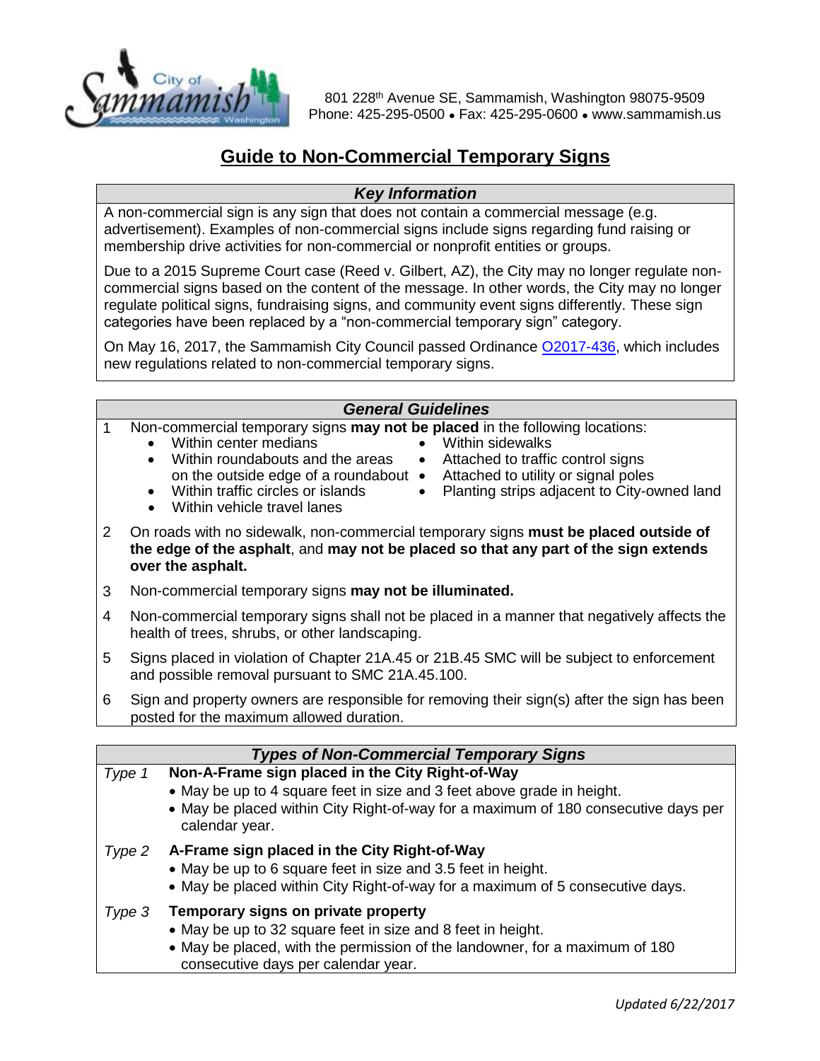801 228th Avenue SE, Sammamish, Washington 98075-9509
Phone: 425-295-0500 • Fax: 425-295-0600 • www.sammamish.us

# Guide to Non-Commercial Temporary Signs

## Key Information

A non-commercial sign is any sign that does not contain a commercial message (e.g. advertisement). Examples of non-commercial signs include signs regarding fund raising or membership drive activities for non-commercial or nonprofit entities or groups.

Due to a 2015 Supreme Court case (Reed v. Gilbert, AZ), the City may no longer regulate non-commercial signs based on the content of the message. In other words, the City may no longer regulate political signs, fundraising signs, and community event signs differently. These sign categories have been replaced by a "non-commercial temporary sign" category.

On May 16, 2017, the Sammamish City Council passed Ordinance O2017-436, which includes new regulations related to non-commercial temporary signs.

## General Guidelines

1. Non-commercial temporary signs **may not be placed** in the following locations:
   - Within center medians
   - Within roundabouts and the areas on the outside edge of a roundabout
   - Within traffic circles or islands
   - Within vehicle travel lanes
   - Within sidewalks
   - Attached to traffic control signs
   - Attached to utility or signal poles
   - Planting strips adjacent to City-owned land
2. On roads with no sidewalk, non-commercial temporary signs **must be placed outside of the edge of the asphalt**, and **may not be placed so that any part of the sign extends over the asphalt.**
3. Non-commercial temporary signs **may not be illuminated.**
4. Non-commercial temporary signs shall not be placed in a manner that negatively affects the health of trees, shrubs, or other landscaping.
5. Signs placed in violation of Chapter 21A.45 or 21B.45 SMC will be subject to enforcement and possible removal pursuant to SMC 21A.45.100.
6. Sign and property owners are responsible for removing their sign(s) after the sign has been posted for the maximum allowed duration.

## Types of Non-Commercial Temporary Signs

*Type 1* **Non-A-Frame sign placed in the City Right-of-Way**
- May be up to 4 square feet in size and 3 feet above grade in height.
- May be placed within City Right-of-way for a maximum of 180 consecutive days per calendar year.

*Type 2* **A-Frame sign placed in the City Right-of-Way**
- May be up to 6 square feet in size and 3.5 feet in height.
- May be placed within City Right-of-way for a maximum of 5 consecutive days.

*Type 3* **Temporary signs on private property**
- May be up to 32 square feet in size and 8 feet in height.
- May be placed, with the permission of the landowner, for a maximum of 180 consecutive days per calendar year.

*Updated 6/22/2017*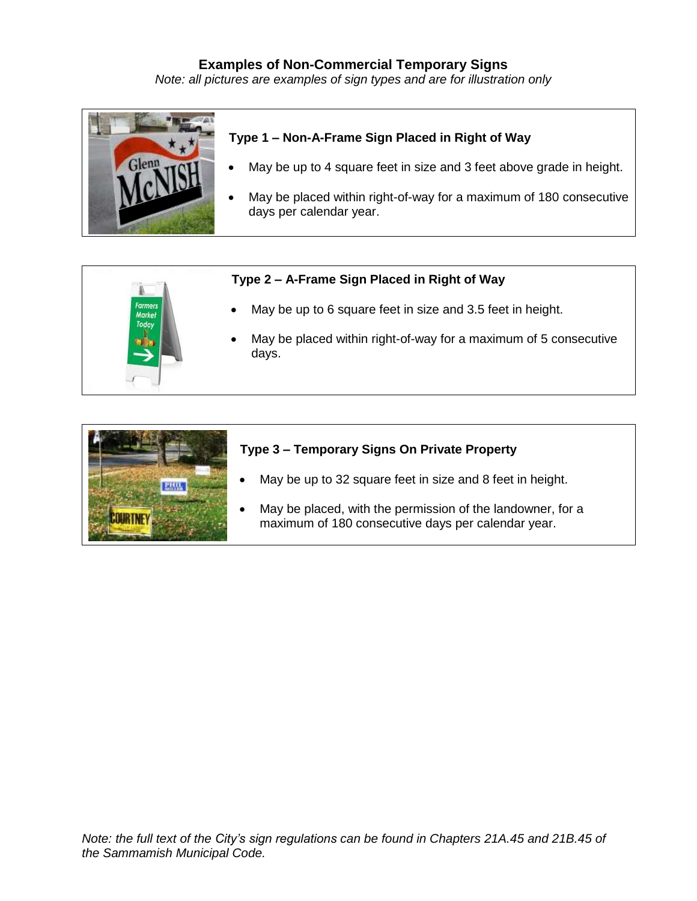## Examples of Non-Commercial Temporary Signs

*Note: all pictures are examples of sign types and are for illustration only*

### Type 1 – Non-A-Frame Sign Placed in Right of Way

- May be up to 4 square feet in size and 3 feet above grade in height.
- May be placed within right-of-way for a maximum of 180 consecutive days per calendar year.

### Type 2 – A-Frame Sign Placed in Right of Way

- May be up to 6 square feet in size and 3.5 feet in height.
- May be placed within right-of-way for a maximum of 5 consecutive days.

### Type 3 – Temporary Signs On Private Property

- May be up to 32 square feet in size and 8 feet in height.
- May be placed, with the permission of the landowner, for a maximum of 180 consecutive days per calendar year.

*Note: the full text of the City's sign regulations can be found in Chapters 21A.45 and 21B.45 of the Sammamish Municipal Code.*